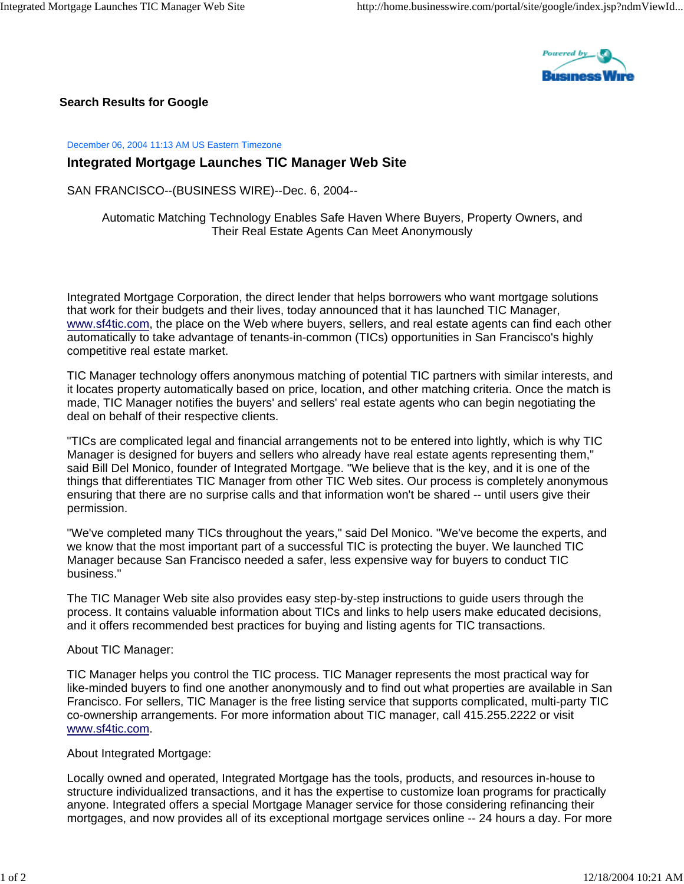## Search Results for Google

December 06, 2004 11:13 AM US Eastern Timezone

# Integrated Mortgage Launches TIC Manager Web Site

SAN FRANCISCO--(BUSINESS WIRE)--Dec. 6, 2004--

Automatic Matching Technology Enables Safe Haven Where Buyers, Property Owners, and Their Real Estate Agents Can Meet Anonymously

Integrated Mortgage Corporation, the direct lender that helps borrowers who want mortgage solutions that work for their budgets and their lives, today announced that it has launched TIC Manager, www.sf4tic.com, the place on the Web where buyers, sellers, and real estate agents can find each other automatically to take advantage of tenants-in-common (TICs) opportunities in San Francisco's highly competitive real estate market.

TIC Manager technology offers anonymous matching of potential TIC partners with similar interests, and it locates property automatically based on price, location, and other matching criteria. Once the match is made, TIC Manager notifies the buyers' and sellers' real estate agents who can begin negotiating the deal on behalf of their respective clients.

"TICs are complicated legal and financial arrangements not to be entered into lightly, which is why TIC Manager is designed for buyers and sellers who already have real estate agents representing them," said Bill Del Monico, founder of Integrated Mortgage. "We believe that is the key, and it is one of the things that differentiates TIC Manager from other TIC Web sites. Our process is completely anonymous ensuring that there are no surprise calls and that information won't be shared -- until users give their permission.

"We've completed many TICs throughout the years," said Del Monico. "We've become the experts, and we know that the most important part of a successful TIC is protecting the buyer. We launched TIC Manager because San Francisco needed a safer, less expensive way for buyers to conduct TIC business."

The TIC Manager Web site also provides easy step-by-step instructions to guide users through the process. It contains valuable information about TICs and links to help users make educated decisions, and it offers recommended best practices for buying and listing agents for TIC transactions.

About TIC Manager:

TIC Manager helps you control the TIC process. TIC Manager represents the most practical way for like-minded buyers to find one another anonymously and to find out what properties are available in San Francisco. For sellers, TIC Manager is the free listing service that supports complicated, multi-party TIC co-ownership arrangements. For more information about TIC manager, call 415.255.2222 or visit www.sf4tic.com.

About Integrated Mortgage:

Locally owned and operated, Integrated Mortgage has the tools, products, and resources in-house to structure individualized transactions, and it has the expertise to customize loan programs for practically anyone. Integrated offers a special Mortgage Manager service for those considering refinancing their mortgages, and now provides all of its exceptional mortgage services online -- 24 hours a day. For more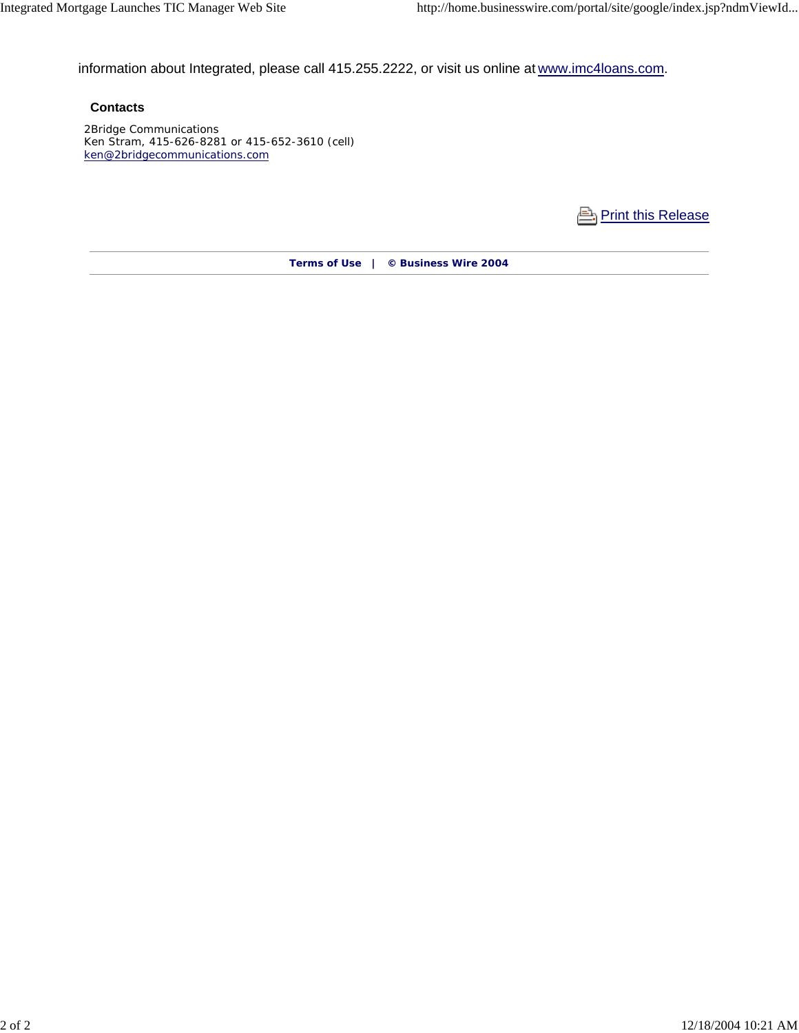information about Integrated, please call 415.255.2222, or visit us online at www.imc4loans.com.

**Contacts**

2Bridge Communications
Ken Stram, 415-626-8281 or 415-652-3610 (cell)
ken@2bridgecommunications.com

Print this Release

**Terms of Use | © Business Wire 2004**